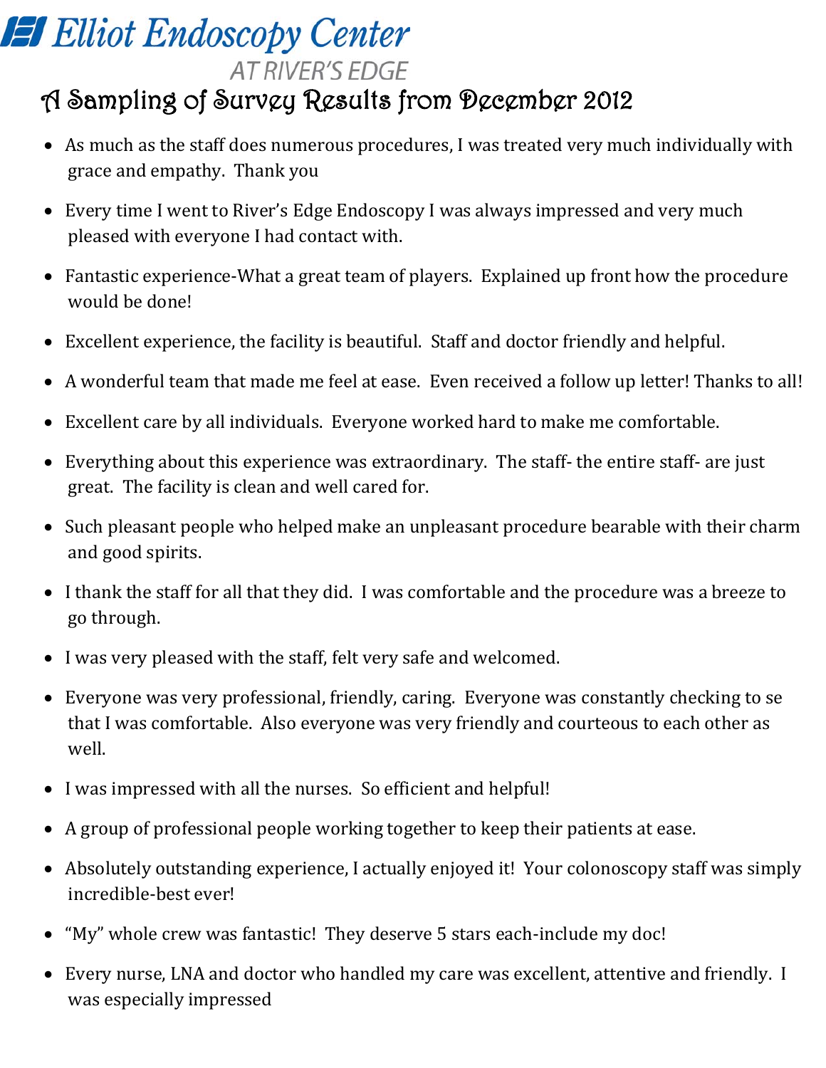# Elliot Endoscopy Center
## AT RIVER'S EDGE

## A Sampling of Survey Results from December 2012

- As much as the staff does numerous procedures, I was treated very much individually with grace and empathy. Thank you
- Every time I went to River's Edge Endoscopy I was always impressed and very much pleased with everyone I had contact with.
- Fantastic experience-What a great team of players. Explained up front how the procedure would be done!
- Excellent experience, the facility is beautiful. Staff and doctor friendly and helpful.
- A wonderful team that made me feel at ease. Even received a follow up letter! Thanks to all!
- Excellent care by all individuals. Everyone worked hard to make me comfortable.
- Everything about this experience was extraordinary. The staff- the entire staff- are just great. The facility is clean and well cared for.
- Such pleasant people who helped make an unpleasant procedure bearable with their charm and good spirits.
- I thank the staff for all that they did. I was comfortable and the procedure was a breeze to go through.
- I was very pleased with the staff, felt very safe and welcomed.
- Everyone was very professional, friendly, caring. Everyone was constantly checking to se that I was comfortable. Also everyone was very friendly and courteous to each other as well.
- I was impressed with all the nurses. So efficient and helpful!
- A group of professional people working together to keep their patients at ease.
- Absolutely outstanding experience, I actually enjoyed it! Your colonoscopy staff was simply incredible-best ever!
- "My" whole crew was fantastic! They deserve 5 stars each-include my doc!
- Every nurse, LNA and doctor who handled my care was excellent, attentive and friendly. I was especially impressed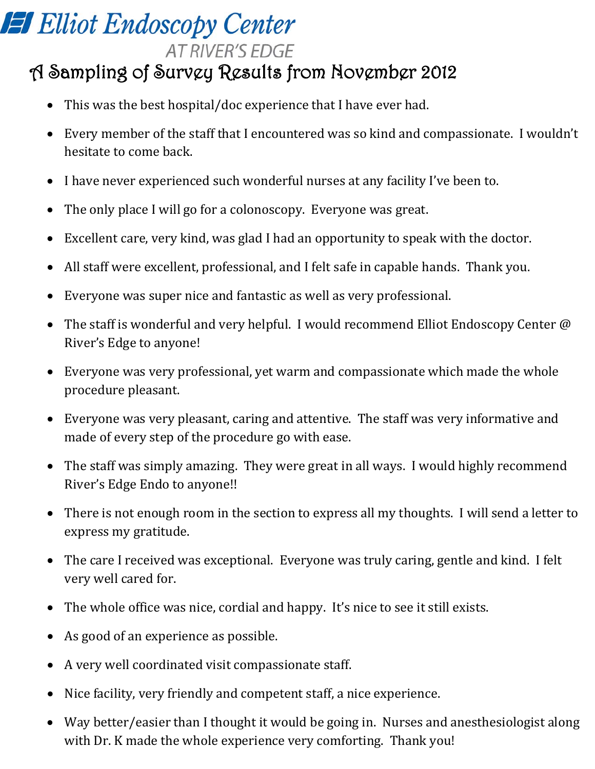# Elliot Endoscopy Center

## AT RIVER'S EDGE

## A Sampling of Survey Results from November 2012

- This was the best hospital/doc experience that I have ever had.
- Every member of the staff that I encountered was so kind and compassionate. I wouldn't hesitate to come back.
- I have never experienced such wonderful nurses at any facility I've been to.
- The only place I will go for a colonoscopy. Everyone was great.
- Excellent care, very kind, was glad I had an opportunity to speak with the doctor.
- All staff were excellent, professional, and I felt safe in capable hands. Thank you.
- Everyone was super nice and fantastic as well as very professional.
- The staff is wonderful and very helpful. I would recommend Elliot Endoscopy Center @ River's Edge to anyone!
- Everyone was very professional, yet warm and compassionate which made the whole procedure pleasant.
- Everyone was very pleasant, caring and attentive. The staff was very informative and made of every step of the procedure go with ease.
- The staff was simply amazing. They were great in all ways. I would highly recommend River's Edge Endo to anyone!!
- There is not enough room in the section to express all my thoughts. I will send a letter to express my gratitude.
- The care I received was exceptional. Everyone was truly caring, gentle and kind. I felt very well cared for.
- The whole office was nice, cordial and happy. It's nice to see it still exists.
- As good of an experience as possible.
- A very well coordinated visit compassionate staff.
- Nice facility, very friendly and competent staff, a nice experience.
- Way better/easier than I thought it would be going in. Nurses and anesthesiologist along with Dr. K made the whole experience very comforting. Thank you!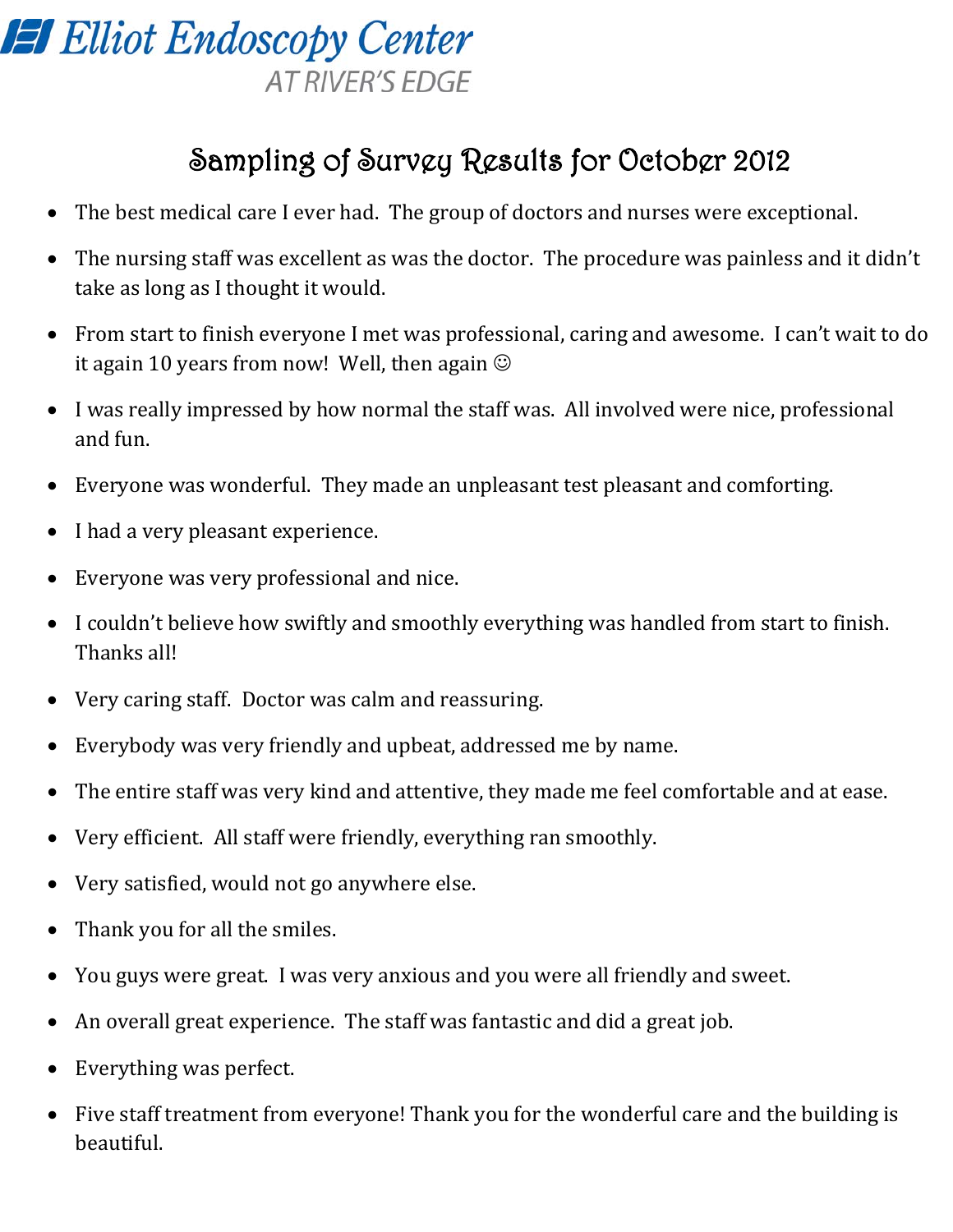# Elliot Endoscopy Center
## AT RIVER'S EDGE

## Sampling of Survey Results for October 2012

- The best medical care I ever had. The group of doctors and nurses were exceptional.
- The nursing staff was excellent as was the doctor. The procedure was painless and it didn't take as long as I thought it would.
- From start to finish everyone I met was professional, caring and awesome. I can't wait to do it again 10 years from now! Well, then again ☺
- I was really impressed by how normal the staff was. All involved were nice, professional and fun.
- Everyone was wonderful. They made an unpleasant test pleasant and comforting.
- I had a very pleasant experience.
- Everyone was very professional and nice.
- I couldn't believe how swiftly and smoothly everything was handled from start to finish. Thanks all!
- Very caring staff. Doctor was calm and reassuring.
- Everybody was very friendly and upbeat, addressed me by name.
- The entire staff was very kind and attentive, they made me feel comfortable and at ease.
- Very efficient. All staff were friendly, everything ran smoothly.
- Very satisfied, would not go anywhere else.
- Thank you for all the smiles.
- You guys were great. I was very anxious and you were all friendly and sweet.
- An overall great experience. The staff was fantastic and did a great job.
- Everything was perfect.
- Five staff treatment from everyone! Thank you for the wonderful care and the building is beautiful.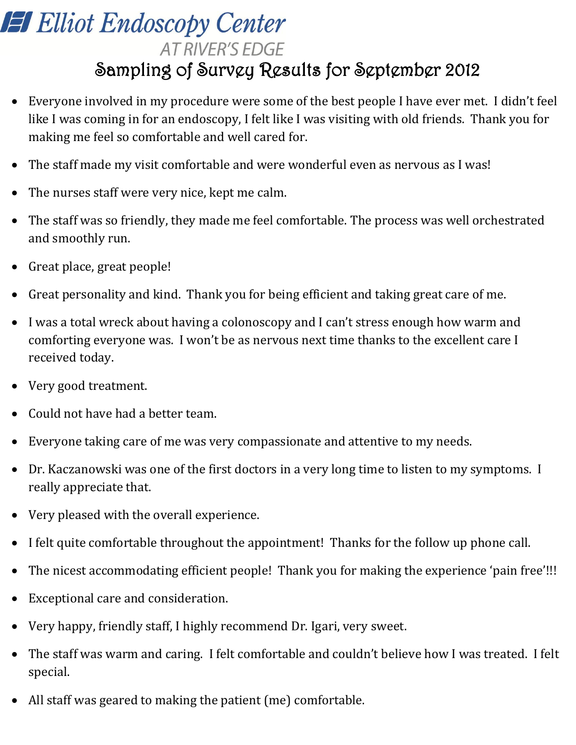# Elliot Endoscopy Center

AT RIVER'S EDGE

## Sampling of Survey Results for September 2012

- Everyone involved in my procedure were some of the best people I have ever met. I didn't feel like I was coming in for an endoscopy, I felt like I was visiting with old friends. Thank you for making me feel so comfortable and well cared for.
- The staff made my visit comfortable and were wonderful even as nervous as I was!
- The nurses staff were very nice, kept me calm.
- The staff was so friendly, they made me feel comfortable. The process was well orchestrated and smoothly run.
- Great place, great people!
- Great personality and kind. Thank you for being efficient and taking great care of me.
- I was a total wreck about having a colonoscopy and I can't stress enough how warm and comforting everyone was. I won't be as nervous next time thanks to the excellent care I received today.
- Very good treatment.
- Could not have had a better team.
- Everyone taking care of me was very compassionate and attentive to my needs.
- Dr. Kaczanowski was one of the first doctors in a very long time to listen to my symptoms. I really appreciate that.
- Very pleased with the overall experience.
- I felt quite comfortable throughout the appointment! Thanks for the follow up phone call.
- The nicest accommodating efficient people! Thank you for making the experience 'pain free'!!!
- Exceptional care and consideration.
- Very happy, friendly staff, I highly recommend Dr. Igari, very sweet.
- The staff was warm and caring. I felt comfortable and couldn't believe how I was treated. I felt special.
- All staff was geared to making the patient (me) comfortable.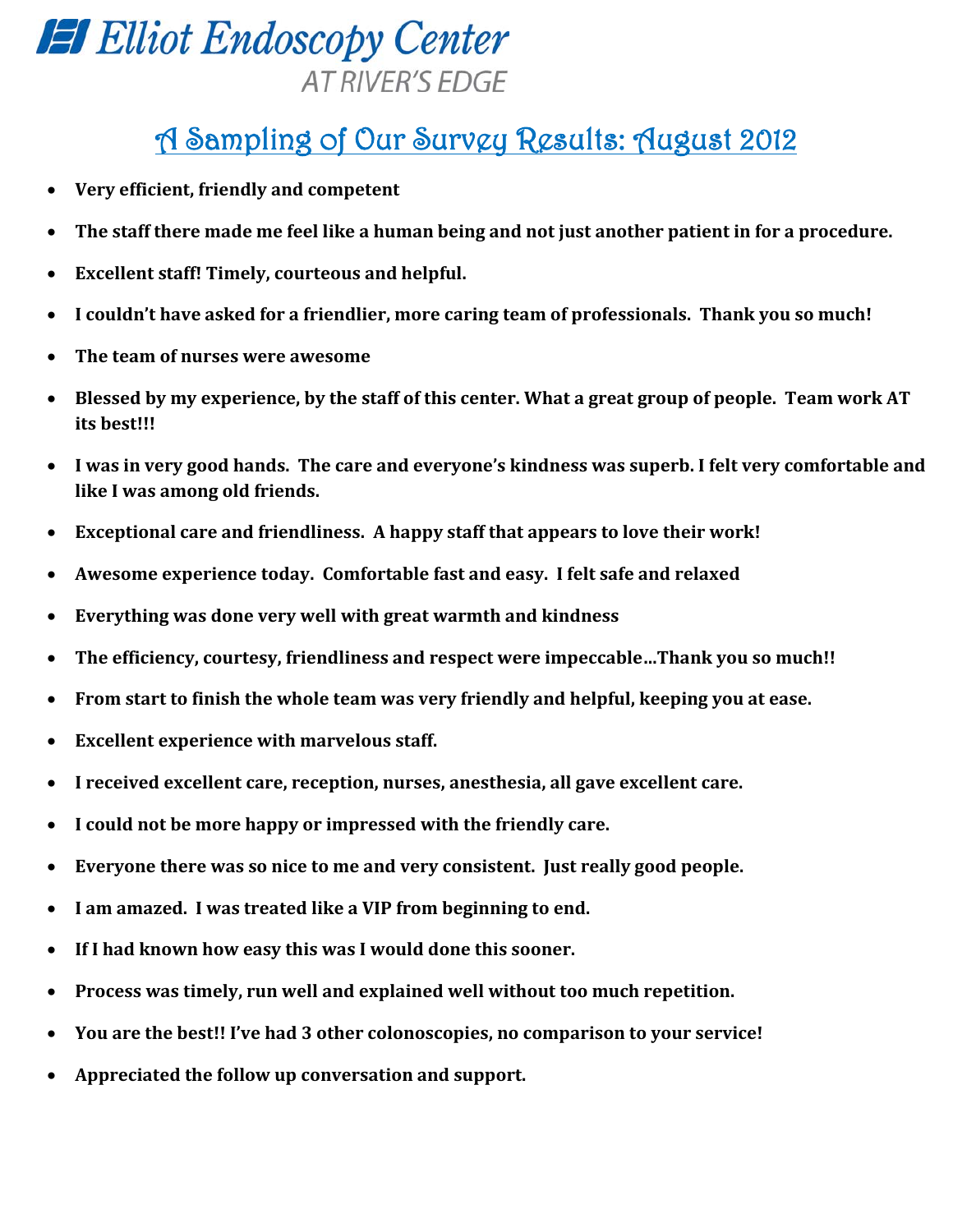# Elliot Endoscopy Center
AT RIVER'S EDGE

## A Sampling of Our Survey Results: August 2012

- **Very efficient, friendly and competent**
- **The staff there made me feel like a human being and not just another patient in for a procedure.**
- **Excellent staff! Timely, courteous and helpful.**
- **I couldn't have asked for a friendlier, more caring team of professionals.  Thank you so much!**
- **The team of nurses were awesome**
- **Blessed by my experience, by the staff of this center. What a great group of people.  Team work AT its best!!!**
- **I was in very good hands.  The care and everyone's kindness was superb. I felt very comfortable and like I was among old friends.**
- **Exceptional care and friendliness.  A happy staff that appears to love their work!**
- **Awesome experience today.  Comfortable fast and easy.  I felt safe and relaxed**
- **Everything was done very well with great warmth and kindness**
- **The efficiency, courtesy, friendliness and respect were impeccable…Thank you so much!!**
- **From start to finish the whole team was very friendly and helpful, keeping you at ease.**
- **Excellent experience with marvelous staff.**
- **I received excellent care, reception, nurses, anesthesia, all gave excellent care.**
- **I could not be more happy or impressed with the friendly care.**
- **Everyone there was so nice to me and very consistent.  Just really good people.**
- **I am amazed.  I was treated like a VIP from beginning to end.**
- **If I had known how easy this was I would done this sooner.**
- **Process was timely, run well and explained well without too much repetition.**
- **You are the best!! I've had 3 other colonoscopies, no comparison to your service!**
- **Appreciated the follow up conversation and support.**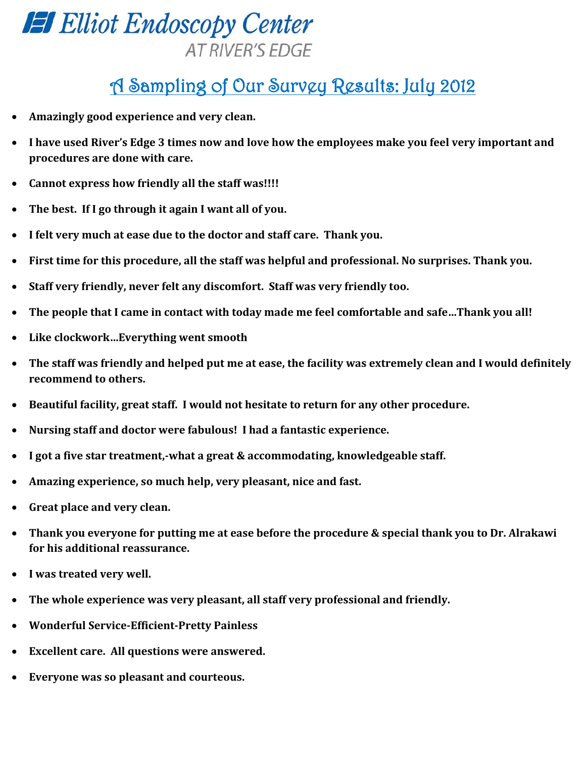# Elliot Endoscopy Center

AT RIVER'S EDGE

## A Sampling of Our Survey Results: July 2012

- **Amazingly good experience and very clean.**
- **I have used River's Edge 3 times now and love how the employees make you feel very important and procedures are done with care.**
- **Cannot express how friendly all the staff was!!!!**
- **The best. If I go through it again I want all of you.**
- **I felt very much at ease due to the doctor and staff care. Thank you.**
- **First time for this procedure, all the staff was helpful and professional. No surprises. Thank you.**
- **Staff very friendly, never felt any discomfort. Staff was very friendly too.**
- **The people that I came in contact with today made me feel comfortable and safe…Thank you all!**
- **Like clockwork…Everything went smooth**
- **The staff was friendly and helped put me at ease, the facility was extremely clean and I would definitely recommend to others.**
- **Beautiful facility, great staff. I would not hesitate to return for any other procedure.**
- **Nursing staff and doctor were fabulous! I had a fantastic experience.**
- **I got a five star treatment,-what a great & accommodating, knowledgeable staff.**
- **Amazing experience, so much help, very pleasant, nice and fast.**
- **Great place and very clean.**
- **Thank you everyone for putting me at ease before the procedure & special thank you to Dr. Alrakawi for his additional reassurance.**
- **I was treated very well.**
- **The whole experience was very pleasant, all staff very professional and friendly.**
- **Wonderful Service-Efficient-Pretty Painless**
- **Excellent care. All questions were answered.**
- **Everyone was so pleasant and courteous.**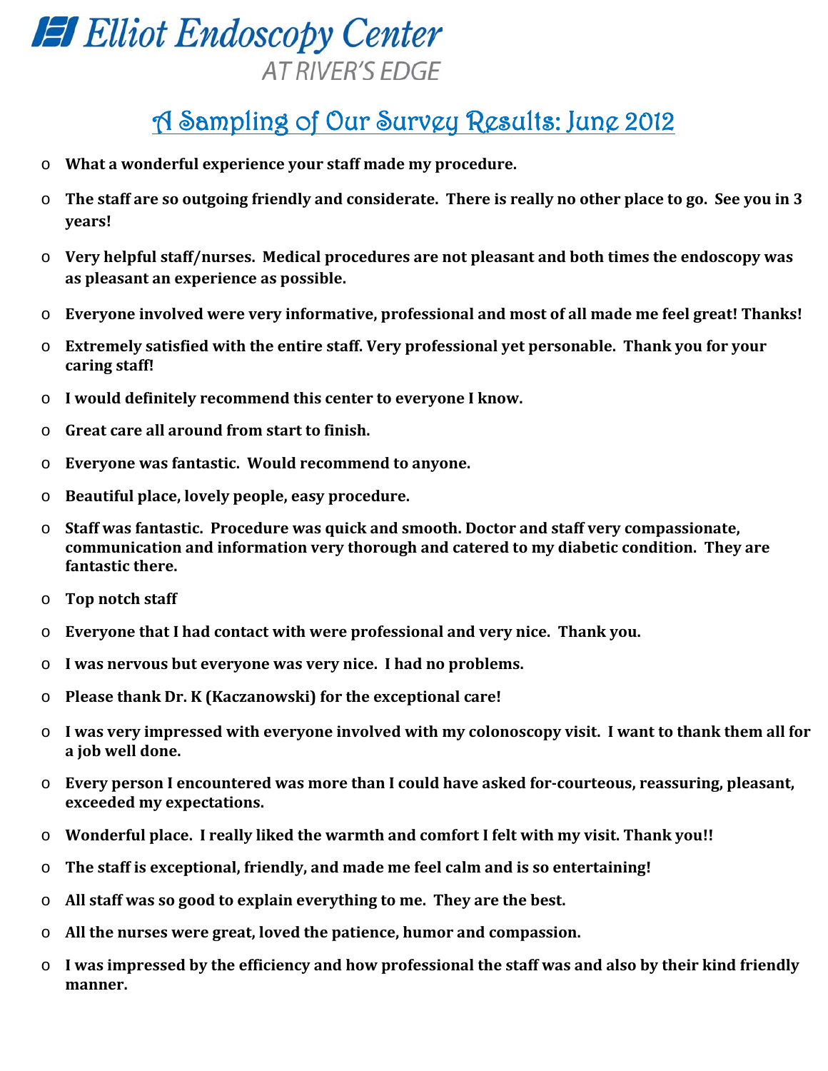# Elliot Endoscopy Center
AT RIVER'S EDGE

## A Sampling of Our Survey Results: June 2012

- **What a wonderful experience your staff made my procedure.**
- **The staff are so outgoing friendly and considerate. There is really no other place to go. See you in 3 years!**
- **Very helpful staff/nurses. Medical procedures are not pleasant and both times the endoscopy was as pleasant an experience as possible.**
- **Everyone involved were very informative, professional and most of all made me feel great! Thanks!**
- **Extremely satisfied with the entire staff. Very professional yet personable. Thank you for your caring staff!**
- **I would definitely recommend this center to everyone I know.**
- **Great care all around from start to finish.**
- **Everyone was fantastic. Would recommend to anyone.**
- **Beautiful place, lovely people, easy procedure.**
- **Staff was fantastic. Procedure was quick and smooth. Doctor and staff very compassionate, communication and information very thorough and catered to my diabetic condition. They are fantastic there.**
- **Top notch staff**
- **Everyone that I had contact with were professional and very nice. Thank you.**
- **I was nervous but everyone was very nice. I had no problems.**
- **Please thank Dr. K (Kaczanowski) for the exceptional care!**
- **I was very impressed with everyone involved with my colonoscopy visit. I want to thank them all for a job well done.**
- **Every person I encountered was more than I could have asked for-courteous, reassuring, pleasant, exceeded my expectations.**
- **Wonderful place. I really liked the warmth and comfort I felt with my visit. Thank you!!**
- **The staff is exceptional, friendly, and made me feel calm and is so entertaining!**
- **All staff was so good to explain everything to me. They are the best.**
- **All the nurses were great, loved the patience, humor and compassion.**
- **I was impressed by the efficiency and how professional the staff was and also by their kind friendly manner.**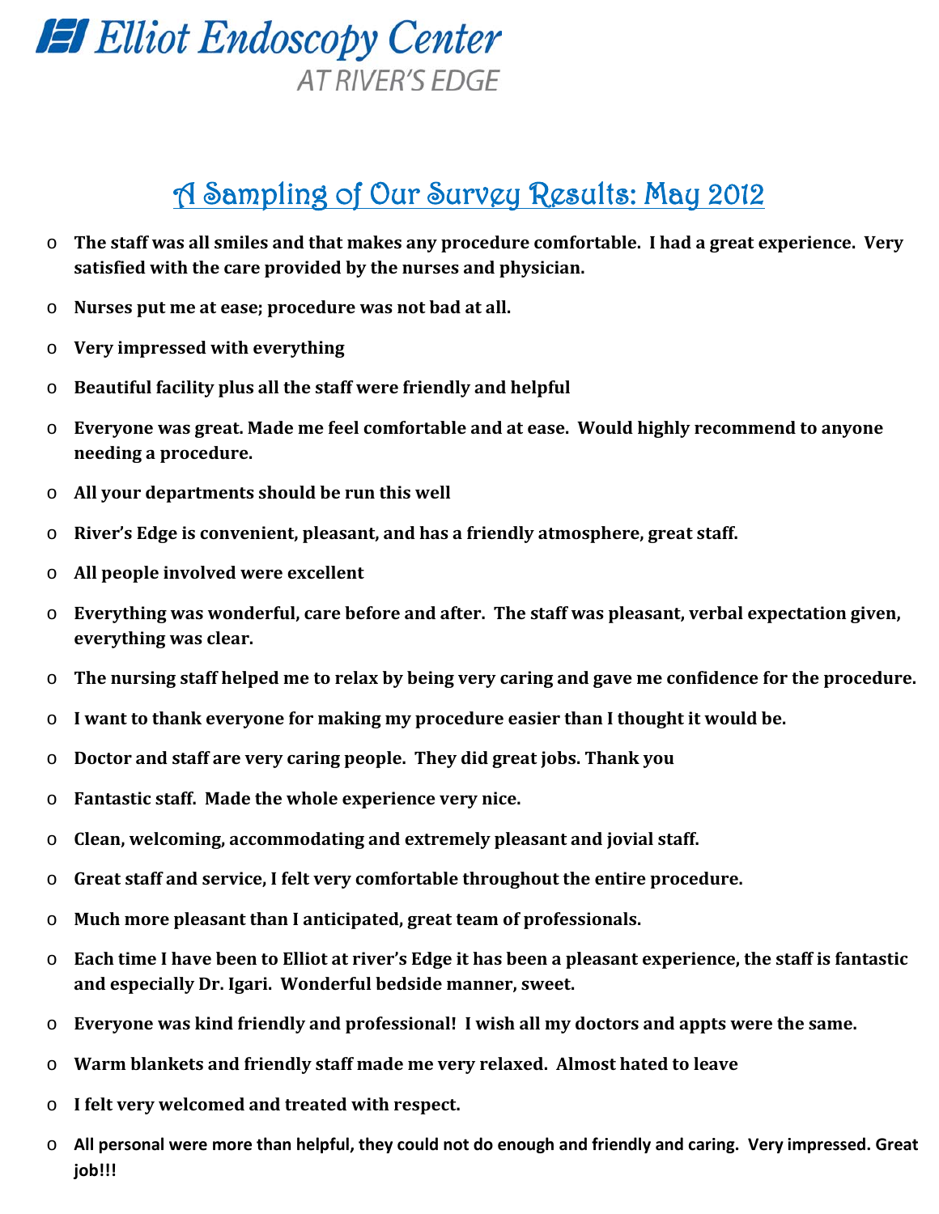# Elliot Endoscopy Center

AT RIVER'S EDGE

## A Sampling of Our Survey Results: May 2012

- **The staff was all smiles and that makes any procedure comfortable. I had a great experience. Very satisfied with the care provided by the nurses and physician.**
- **Nurses put me at ease; procedure was not bad at all.**
- **Very impressed with everything**
- **Beautiful facility plus all the staff were friendly and helpful**
- **Everyone was great. Made me feel comfortable and at ease. Would highly recommend to anyone needing a procedure.**
- **All your departments should be run this well**
- **River's Edge is convenient, pleasant, and has a friendly atmosphere, great staff.**
- **All people involved were excellent**
- **Everything was wonderful, care before and after. The staff was pleasant, verbal expectation given, everything was clear.**
- **The nursing staff helped me to relax by being very caring and gave me confidence for the procedure.**
- **I want to thank everyone for making my procedure easier than I thought it would be.**
- **Doctor and staff are very caring people. They did great jobs. Thank you**
- **Fantastic staff. Made the whole experience very nice.**
- **Clean, welcoming, accommodating and extremely pleasant and jovial staff.**
- **Great staff and service, I felt very comfortable throughout the entire procedure.**
- **Much more pleasant than I anticipated, great team of professionals.**
- **Each time I have been to Elliot at river's Edge it has been a pleasant experience, the staff is fantastic and especially Dr. Igari. Wonderful bedside manner, sweet.**
- **Everyone was kind friendly and professional! I wish all my doctors and appts were the same.**
- **Warm blankets and friendly staff made me very relaxed. Almost hated to leave**
- **I felt very welcomed and treated with respect.**
- **All personal were more than helpful, they could not do enough and friendly and caring. Very impressed. Great job!!!**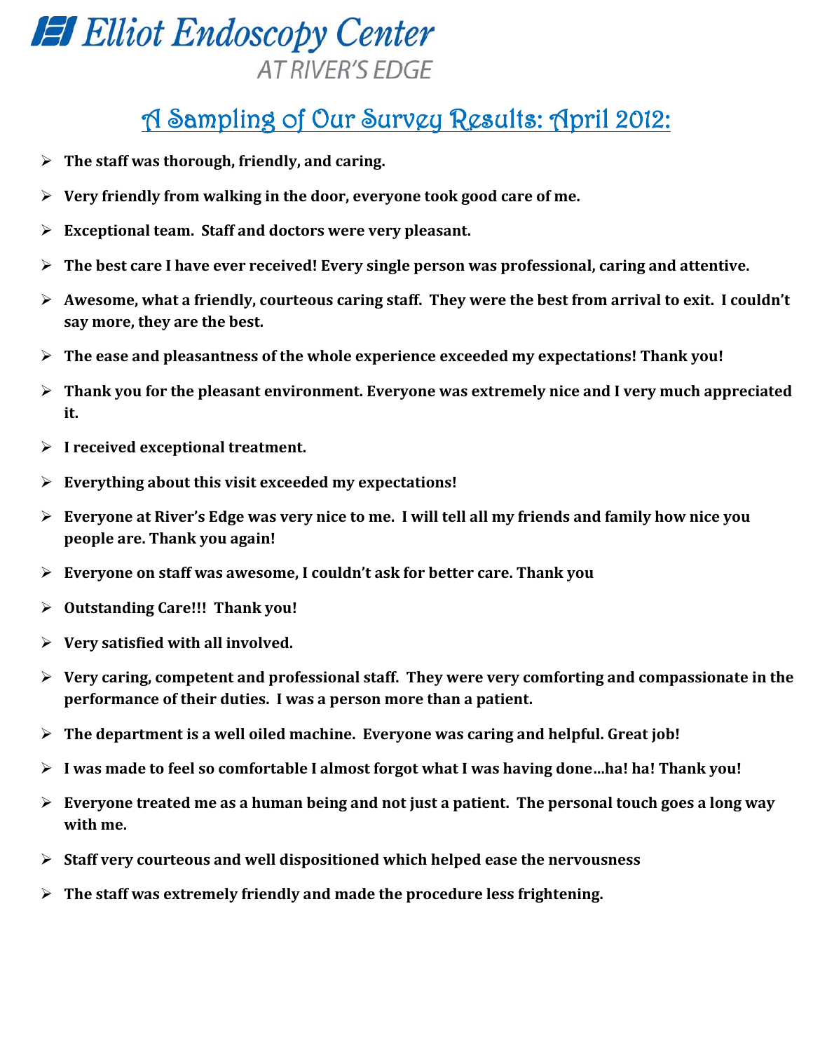# Elliot Endoscopy Center

AT RIVER'S EDGE

## A Sampling of Our Survey Results: April 2012:

- **The staff was thorough, friendly, and caring.**
- **Very friendly from walking in the door, everyone took good care of me.**
- **Exceptional team. Staff and doctors were very pleasant.**
- **The best care I have ever received! Every single person was professional, caring and attentive.**
- **Awesome, what a friendly, courteous caring staff. They were the best from arrival to exit. I couldn't say more, they are the best.**
- **The ease and pleasantness of the whole experience exceeded my expectations! Thank you!**
- **Thank you for the pleasant environment. Everyone was extremely nice and I very much appreciated it.**
- **I received exceptional treatment.**
- **Everything about this visit exceeded my expectations!**
- **Everyone at River's Edge was very nice to me. I will tell all my friends and family how nice you people are. Thank you again!**
- **Everyone on staff was awesome, I couldn't ask for better care. Thank you**
- **Outstanding Care!!! Thank you!**
- **Very satisfied with all involved.**
- **Very caring, competent and professional staff. They were very comforting and compassionate in the performance of their duties. I was a person more than a patient.**
- **The department is a well oiled machine. Everyone was caring and helpful. Great job!**
- **I was made to feel so comfortable I almost forgot what I was having done…ha! ha! Thank you!**
- **Everyone treated me as a human being and not just a patient. The personal touch goes a long way with me.**
- **Staff very courteous and well dispositioned which helped ease the nervousness**
- **The staff was extremely friendly and made the procedure less frightening.**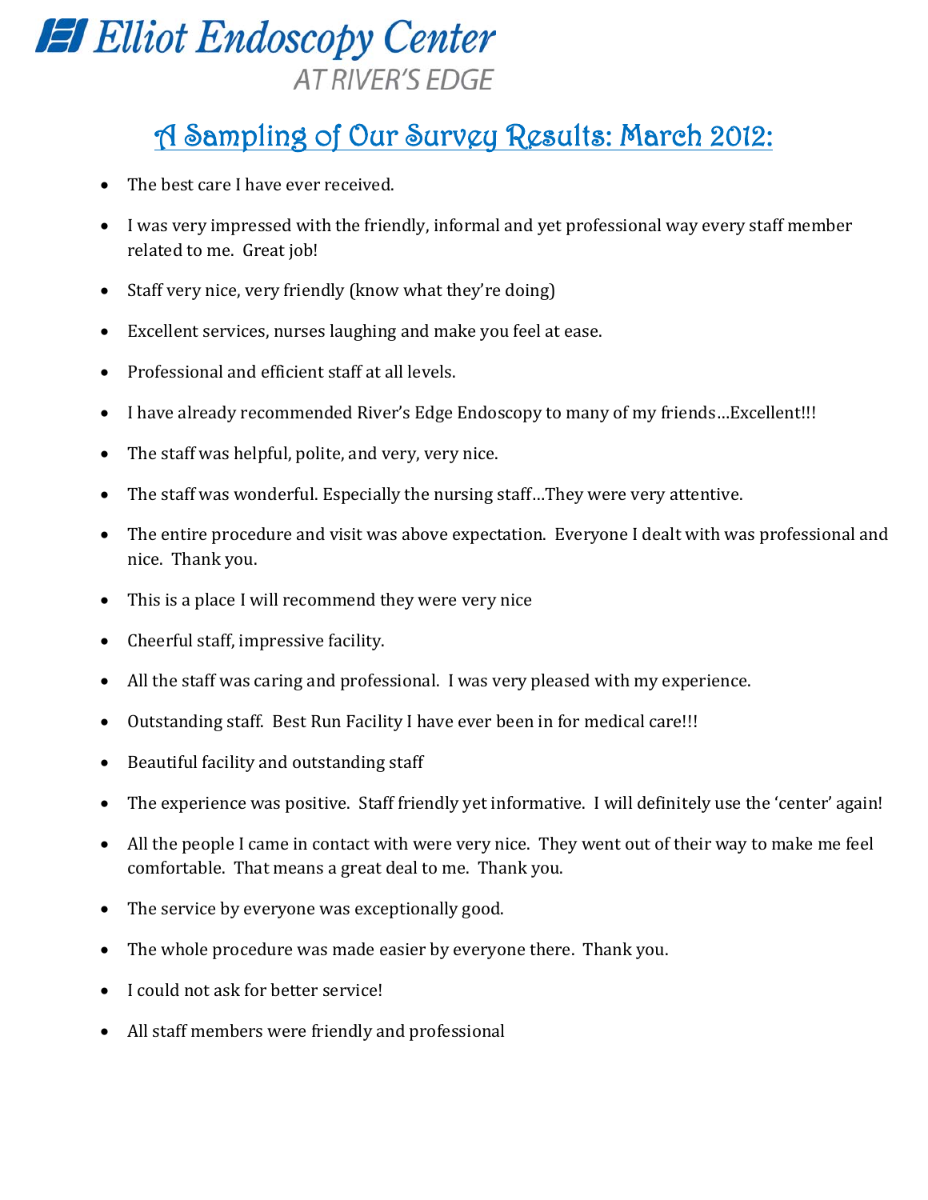# Elliot Endoscopy Center

AT RIVER'S EDGE

## A Sampling of Our Survey Results: March 2012:

- The best care I have ever received.
- I was very impressed with the friendly, informal and yet professional way every staff member related to me. Great job!
- Staff very nice, very friendly (know what they're doing)
- Excellent services, nurses laughing and make you feel at ease.
- Professional and efficient staff at all levels.
- I have already recommended River's Edge Endoscopy to many of my friends…Excellent!!!
- The staff was helpful, polite, and very, very nice.
- The staff was wonderful. Especially the nursing staff…They were very attentive.
- The entire procedure and visit was above expectation. Everyone I dealt with was professional and nice. Thank you.
- This is a place I will recommend they were very nice
- Cheerful staff, impressive facility.
- All the staff was caring and professional. I was very pleased with my experience.
- Outstanding staff. Best Run Facility I have ever been in for medical care!!!
- Beautiful facility and outstanding staff
- The experience was positive. Staff friendly yet informative. I will definitely use the 'center' again!
- All the people I came in contact with were very nice. They went out of their way to make me feel comfortable. That means a great deal to me. Thank you.
- The service by everyone was exceptionally good.
- The whole procedure was made easier by everyone there. Thank you.
- I could not ask for better service!
- All staff members were friendly and professional